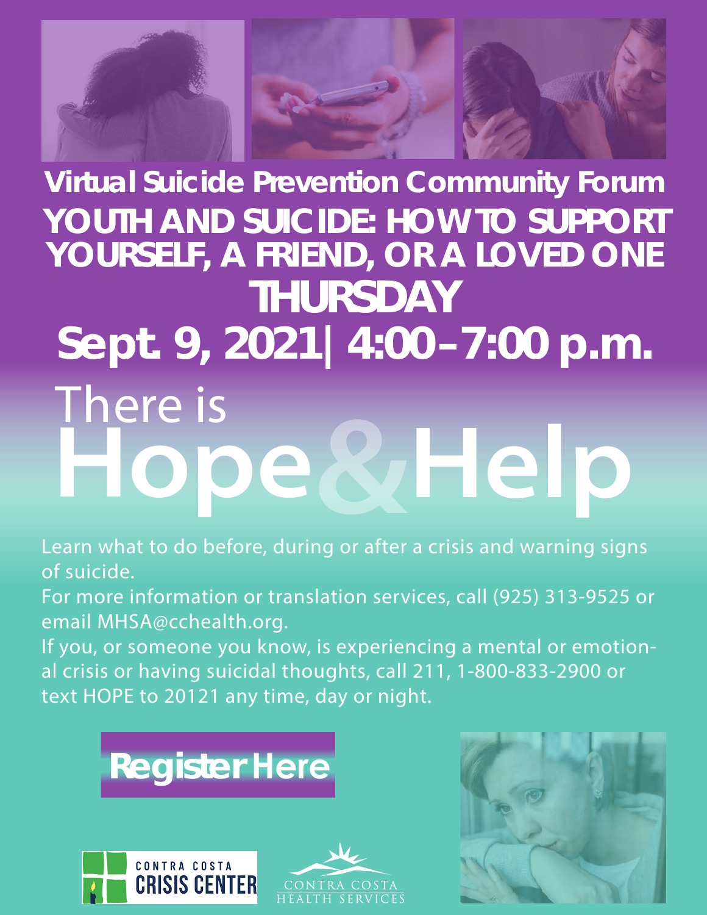# Virtual Suicide Prevention Community Forum

## YOUTH AND SUICIDE: HOW TO SUPPORT YOURSELF, A FRIEND, OR A LOVED ONE

## THURSDAY

## Sept. 9, 2021| 4:00–7:00 p.m.

There is

# Hope&Help

Learn what to do before, during or after a crisis and warning signs of suicide.

For more information or translation services, call (925) 313-9525 or email MHSA@cchealth.org.

If you, or someone you know, is experiencing a mental or emotional crisis or having suicidal thoughts, call 211, 1-800-833-2900 or text HOPE to 20121 any time, day or night.

**Register Here**

CONTRA COSTA CRISIS CENTER

CONTRA COSTA HEALTH SERVICES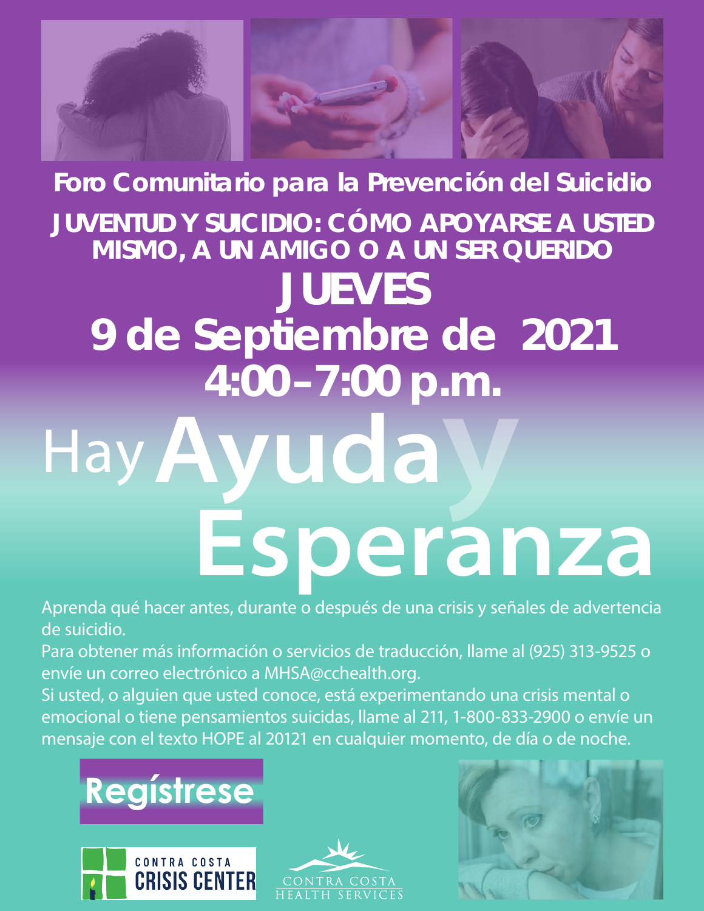# Foro Comunitario para la Prevención del Suicidio

## JUVENTUD Y SUICIDIO: CÓMO APOYARSE A USTED MISMO, A UN AMIGO O A UN SER QUERIDO

## JUEVES
## 9 de Septiembre de 2021
## 4:00–7:00 p.m.

# Hay Ayuda y Esperanza

Aprenda qué hacer antes, durante o después de una crisis y señales de advertencia de suicidio.

Para obtener más información o servicios de traducción, llame al (925) 313-9525 o envíe un correo electrónico a MHSA@cchealth.org.

Si usted, o alguien que usted conoce, está experimentando una crisis mental o emocional o tiene pensamientos suicidas, llame al 211, 1-800-833-2900 o envíe un mensaje con el texto HOPE al 20121 en cualquier momento, de día o de noche.

**Regístrese**

CONTRA COSTA CRISIS CENTER

CONTRA COSTA HEALTH SERVICES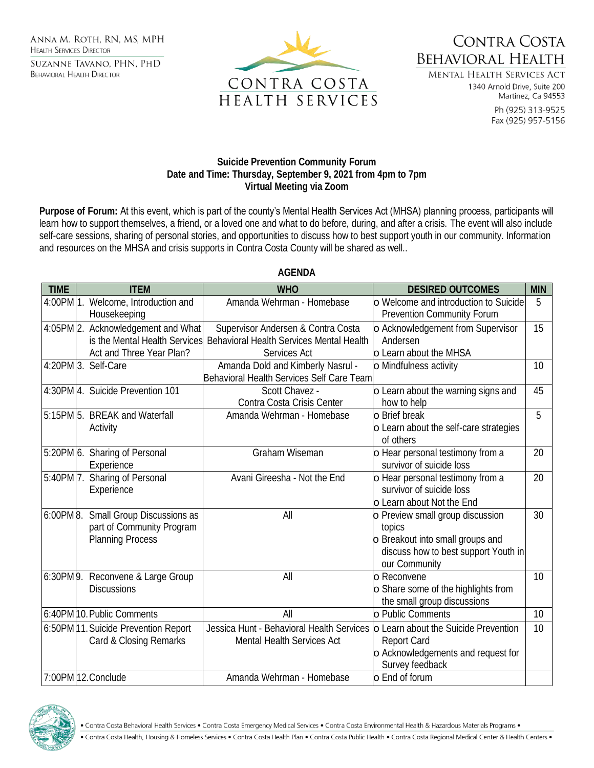Anna M. Roth, RN, MS, MPH
Health Services Director

Suzanne Tavano, PHN, PhD
Behavioral Health Director

CONTRA COSTA HEALTH SERVICES

Contra Costa Behavioral Health
Mental Health Services Act
1340 Arnold Drive, Suite 200
Martinez, Ca 94553
Ph (925) 313-9525
Fax (925) 957-5156

**Suicide Prevention Community Forum**
**Date and Time: Thursday, September 9, 2021 from 4pm to 7pm**
**Virtual Meeting via Zoom**

**Purpose of Forum:** At this event, which is part of the county's Mental Health Services Act (MHSA) planning process, participants will learn how to support themselves, a friend, or a loved one and what to do before, during, and after a crisis. The event will also include self-care sessions, sharing of personal stories, and opportunities to discuss how to best support youth in our community. Information and resources on the MHSA and crisis supports in Contra Costa County will be shared as well..

**AGENDA**

| TIME | ITEM | WHO | DESIRED OUTCOMES | MIN |
|---|---|---|---|---|
| 4:00PM | 1. Welcome, Introduction and Housekeeping | Amanda Wehrman - Homebase | o Welcome and introduction to Suicide Prevention Community Forum | 5 |
| 4:05PM | 2. Acknowledgement and What is the Mental Health Services Act and Three Year Plan? | Supervisor Andersen & Contra Costa Behavioral Health Services Mental Health Services Act | o Acknowledgement from Supervisor Andersen<br>o Learn about the MHSA | 15 |
| 4:20PM | 3. Self-Care | Amanda Dold and Kimberly Nasrul - Behavioral Health Services Self Care Team | o Mindfulness activity | 10 |
| 4:30PM | 4. Suicide Prevention 101 | Scott Chavez - Contra Costa Crisis Center | o Learn about the warning signs and how to help | 45 |
| 5:15PM | 5. BREAK and Waterfall Activity | Amanda Wehrman - Homebase | o Brief break<br>o Learn about the self-care strategies of others | 5 |
| 5:20PM | 6. Sharing of Personal Experience | Graham Wiseman | o Hear personal testimony from a survivor of suicide loss | 20 |
| 5:40PM | 7. Sharing of Personal Experience | Avani Gireesha - Not the End | o Hear personal testimony from a survivor of suicide loss<br>o Learn about Not the End | 20 |
| 6:00PM | 8. Small Group Discussions as part of Community Program Planning Process | All | o Preview small group discussion topics<br>o Breakout into small groups and discuss how to best support Youth in our Community | 30 |
| 6:30PM | 9. Reconvene & Large Group Discussions | All | o Reconvene<br>o Share some of the highlights from the small group discussions | 10 |
| 6:40PM | 10. Public Comments | All | o Public Comments | 10 |
| 6:50PM | 11. Suicide Prevention Report Card & Closing Remarks | Jessica Hunt - Behavioral Health Services Mental Health Services Act | o Learn about the Suicide Prevention Report Card<br>o Acknowledgements and request for Survey feedback | 10 |
| 7:00PM | 12. Conclude | Amanda Wehrman - Homebase | o End of forum | |

• Contra Costa Behavioral Health Services • Contra Costa Emergency Medical Services • Contra Costa Environmental Health & Hazardous Materials Programs •
• Contra Costa Health, Housing & Homeless Services • Contra Costa Health Plan • Contra Costa Public Health • Contra Costa Regional Medical Center & Health Centers •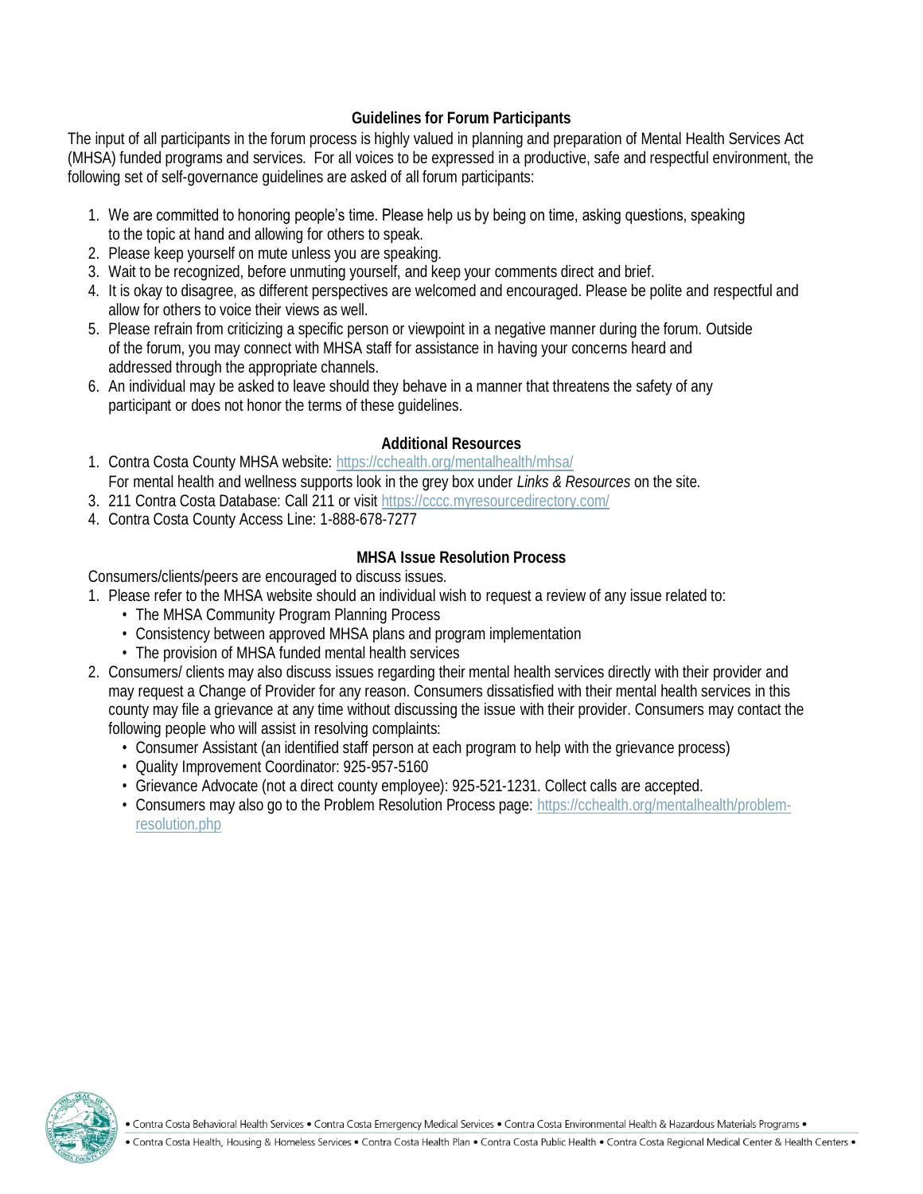### Guidelines for Forum Participants

The input of all participants in the forum process is highly valued in planning and preparation of Mental Health Services Act (MHSA) funded programs and services. For all voices to be expressed in a productive, safe and respectful environment, the following set of self-governance guidelines are asked of all forum participants:

1. We are committed to honoring people's time. Please help us by being on time, asking questions, speaking to the topic at hand and allowing for others to speak.
2. Please keep yourself on mute unless you are speaking.
3. Wait to be recognized, before unmuting yourself, and keep your comments direct and brief.
4. It is okay to disagree, as different perspectives are welcomed and encouraged. Please be polite and respectful and allow for others to voice their views as well.
5. Please refrain from criticizing a specific person or viewpoint in a negative manner during the forum. Outside of the forum, you may connect with MHSA staff for assistance in having your concerns heard and addressed through the appropriate channels.
6. An individual may be asked to leave should they behave in a manner that threatens the safety of any participant or does not honor the terms of these guidelines.

### Additional Resources

1. Contra Costa County MHSA website: https://cchealth.org/mentalhealth/mhsa/
   For mental health and wellness supports look in the grey box under *Links & Resources* on the site.
3. 211 Contra Costa Database: Call 211 or visit https://cccc.myresourcedirectory.com/
4. Contra Costa County Access Line: 1-888-678-7277

### MHSA Issue Resolution Process

Consumers/clients/peers are encouraged to discuss issues.

1. Please refer to the MHSA website should an individual wish to request a review of any issue related to:
   - The MHSA Community Program Planning Process
   - Consistency between approved MHSA plans and program implementation
   - The provision of MHSA funded mental health services
2. Consumers/ clients may also discuss issues regarding their mental health services directly with their provider and may request a Change of Provider for any reason. Consumers dissatisfied with their mental health services in this county may file a grievance at any time without discussing the issue with their provider. Consumers may contact the following people who will assist in resolving complaints:
   - Consumer Assistant (an identified staff person at each program to help with the grievance process)
   - Quality Improvement Coordinator: 925-957-5160
   - Grievance Advocate (not a direct county employee): 925-521-1231. Collect calls are accepted.
   - Consumers may also go to the Problem Resolution Process page: https://cchealth.org/mentalhealth/problem-resolution.php